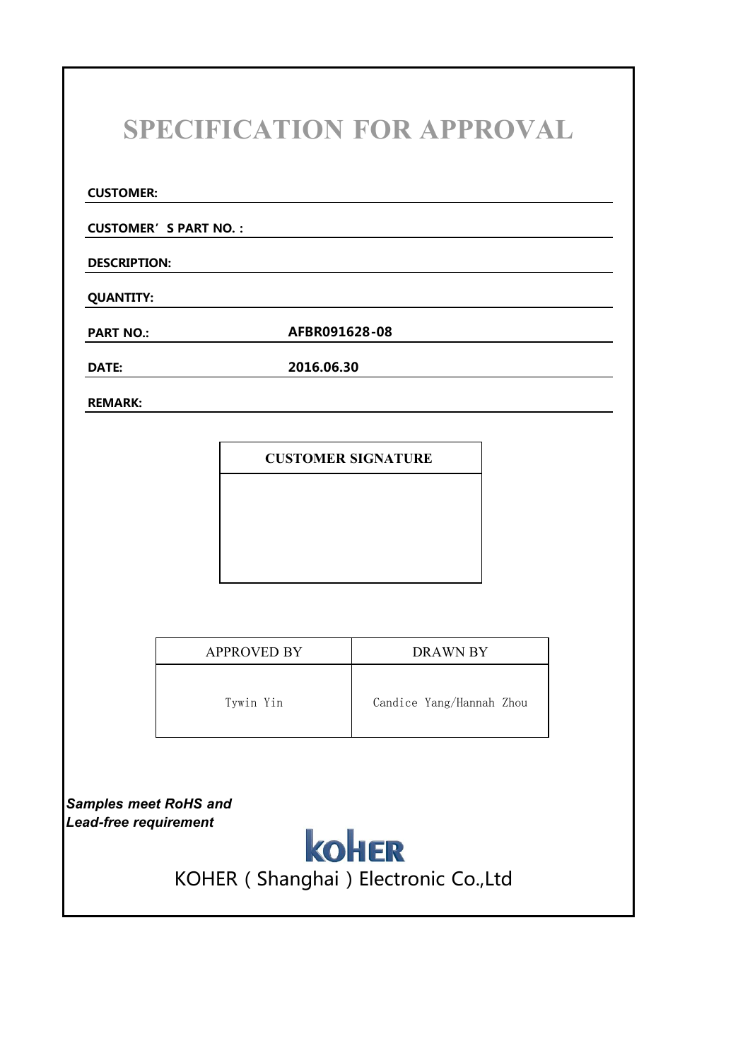# SPECIFICATION FOR APPROVAL

**CUSTOMER:**

**CUSTOMER' S PART NO. :**

**DESCRIPTION:**

**QUANTITY:**

**PART NO.:** **AFBR091628-08**

**DATE:** **2016.06.30**

**REMARK:**

| CUSTOMER SIGNATURE |
|---|
| |

| APPROVED BY | DRAWN BY |
|---|---|
| Tywin Yin | Candice Yang/Hannah Zhou |

***Samples meet RoHS and Lead-free requirement***

KOHER

KOHER ( Shanghai ) Electronic Co.,Ltd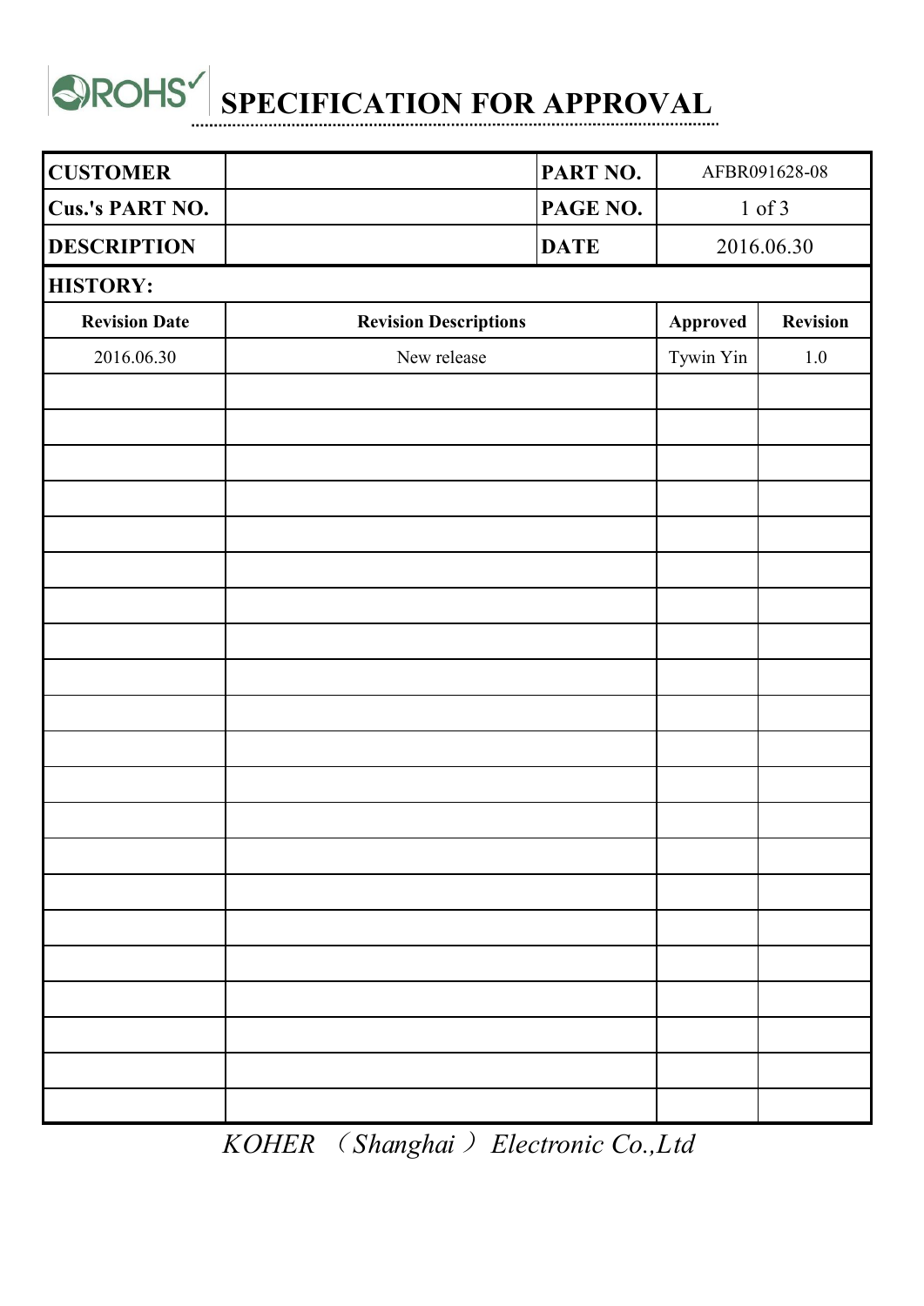# ROHS SPECIFICATION FOR APPROVAL

| CUSTOMER | | PART NO. | AFBR091628-08 |
|---|---|---|---|
| Cus.'s PART NO. | | PAGE NO. | 1 of 3 |
| DESCRIPTION | | DATE | 2016.06.30 |

**HISTORY:**

| Revision Date | Revision Descriptions | Approved | Revision |
|---|---|---|---|
| 2016.06.30 | New release | Tywin Yin | 1.0 |
| | | | |
| | | | |
| | | | |
| | | | |
| | | | |
| | | | |
| | | | |
| | | | |
| | | | |
| | | | |
| | | | |
| | | | |
| | | | |
| | | | |
| | | | |
| | | | |
| | | | |
| | | | |
| | | | |
| | | | |

*KOHER （Shanghai） Electronic Co.,Ltd*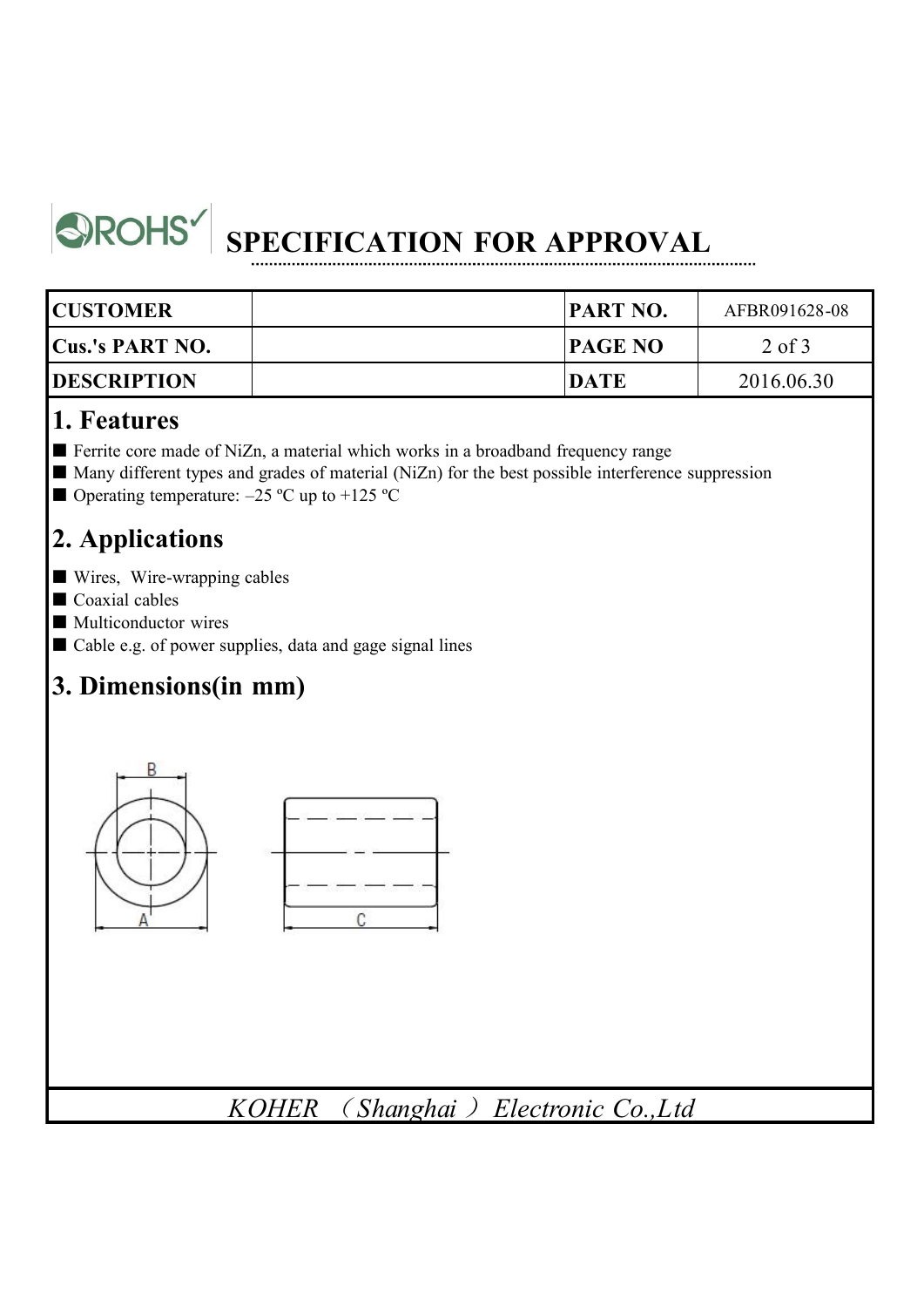# SPECIFICATION FOR APPROVAL

| CUSTOMER | | PART NO. | AFBR091628-08 |
| --- | --- | --- | --- |
| Cus.'s PART NO. | | PAGE NO | 2 of 3 |
| DESCRIPTION | | DATE | 2016.06.30 |

## 1. Features

- Ferrite core made of NiZn, a material which works in a broadband frequency range
- Many different types and grades of material (NiZn) for the best possible interference suppression
- Operating temperature: –25 ºC up to +125 ºC

## 2. Applications

- Wires, Wire-wrapping cables
- Coaxial cables
- Multiconductor wires
- Cable e.g. of power supplies, data and gage signal lines

## 3. Dimensions(in mm)

B

A

C

*KOHER （Shanghai） Electronic Co.,Ltd*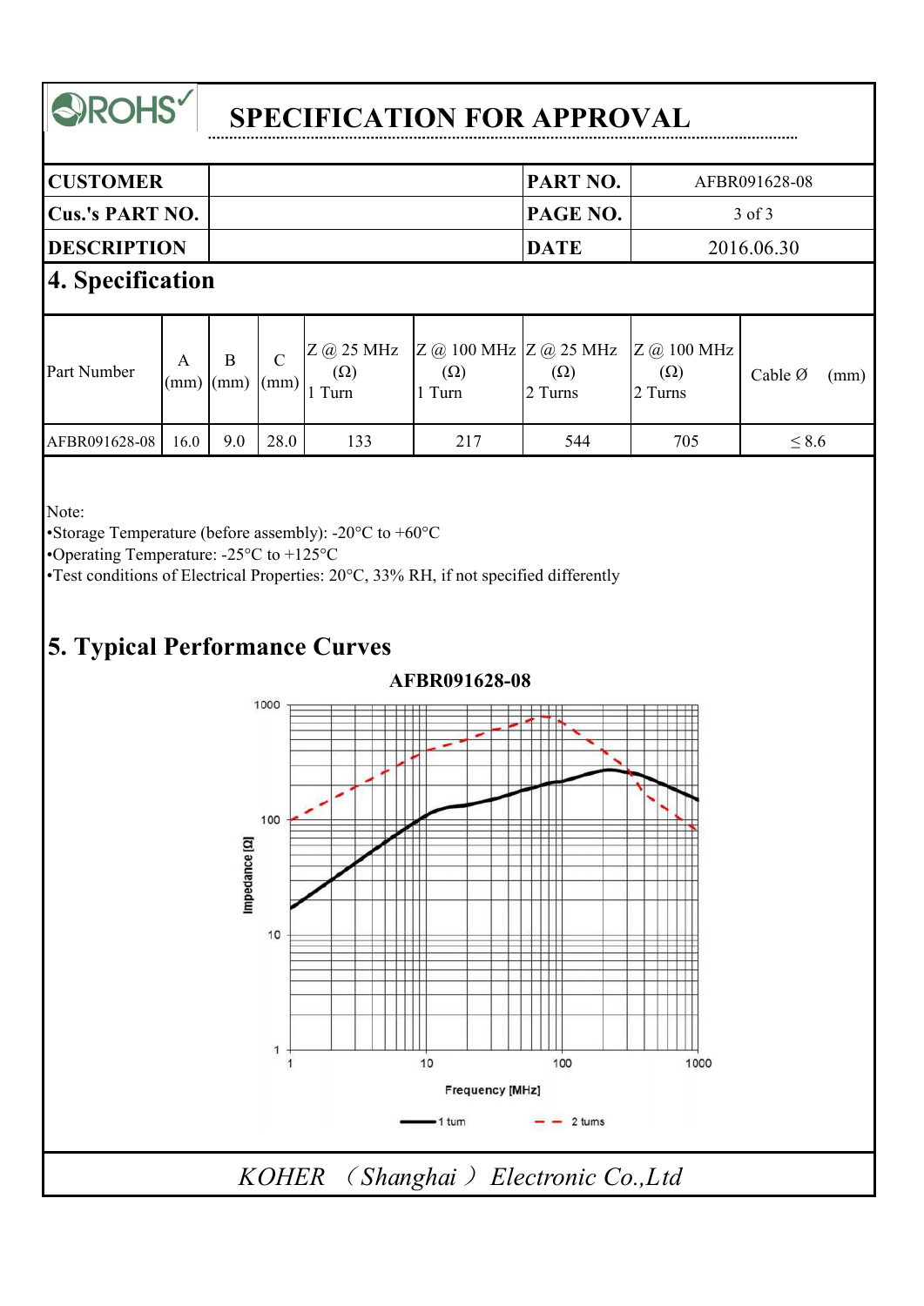# SPECIFICATION FOR APPROVAL

| | | | |
|---|---|---|---|
| **CUSTOMER** | | **PART NO.** | AFBR091628-08 |
| **Cus.'s PART NO.** | | **PAGE NO.** | 3 of 3 |
| **DESCRIPTION** | | **DATE** | 2016.06.30 |

## 4. Specification

| Part Number | A (mm) | B (mm) | C (mm) | Z @ 25 MHz (Ω) 1 Turn | Z @ 100 MHz (Ω) 1 Turn | Z @ 25 MHz (Ω) 2 Turns | Z @ 100 MHz (Ω) 2 Turns | Cable Ø (mm) |
|---|---|---|---|---|---|---|---|---|
| AFBR091628-08 | 16.0 | 9.0 | 28.0 | 133 | 217 | 544 | 705 | ≤ 8.6 |

Note:
- Storage Temperature (before assembly): -20°C to +60°C
- Operating Temperature: -25°C to +125°C
- Test conditions of Electrical Properties: 20°C, 33% RH, if not specified differently

## 5. Typical Performance Curves

**AFBR091628-08**

Impedance [Ω]

1000
100
10
1

1
10
100
1000

Frequency [MHz]

1 turn
2 turns

*KOHER （Shanghai ） Electronic Co.,Ltd*